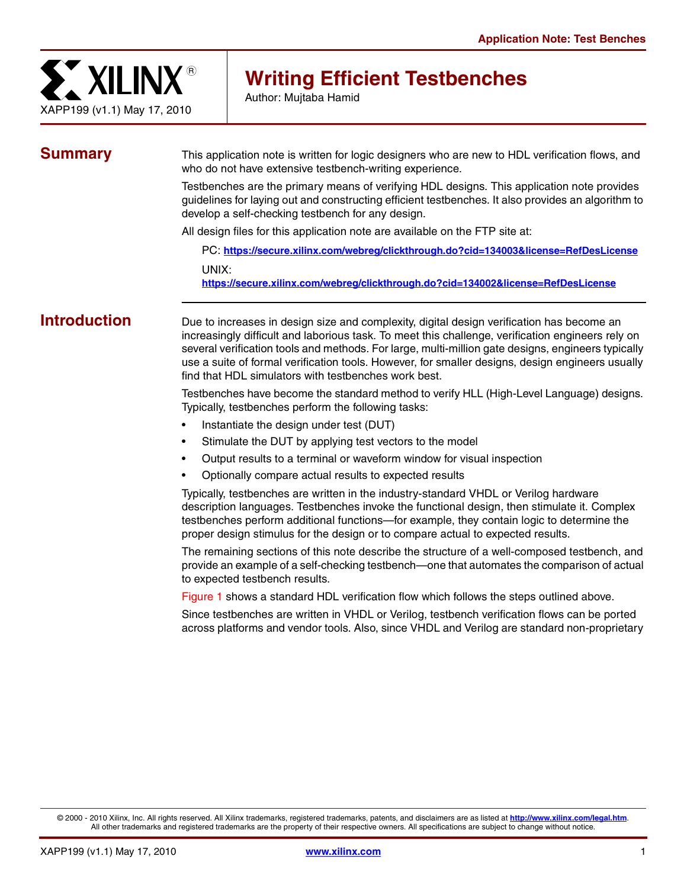Application Note: Test Benches

XAPP199 (v1.1) May 17, 2010

# Writing Efficient Testbenches

Author: Mujtaba Hamid

## Summary

This application note is written for logic designers who are new to HDL verification flows, and who do not have extensive testbench-writing experience.

Testbenches are the primary means of verifying HDL designs. This application note provides guidelines for laying out and constructing efficient testbenches. It also provides an algorithm to develop a self-checking testbench for any design.

All design files for this application note are available on the FTP site at:

PC: **https://secure.xilinx.com/webreg/clickthrough.do?cid=134003&license=RefDesLicense**

UNIX:
**https://secure.xilinx.com/webreg/clickthrough.do?cid=134002&license=RefDesLicense**

## Introduction

Due to increases in design size and complexity, digital design verification has become an increasingly difficult and laborious task. To meet this challenge, verification engineers rely on several verification tools and methods. For large, multi-million gate designs, engineers typically use a suite of formal verification tools. However, for smaller designs, design engineers usually find that HDL simulators with testbenches work best.

Testbenches have become the standard method to verify HLL (High-Level Language) designs. Typically, testbenches perform the following tasks:

- Instantiate the design under test (DUT)
- Stimulate the DUT by applying test vectors to the model
- Output results to a terminal or waveform window for visual inspection
- Optionally compare actual results to expected results

Typically, testbenches are written in the industry-standard VHDL or Verilog hardware description languages. Testbenches invoke the functional design, then stimulate it. Complex testbenches perform additional functions—for example, they contain logic to determine the proper design stimulus for the design or to compare actual to expected results.

The remaining sections of this note describe the structure of a well-composed testbench, and provide an example of a self-checking testbench—one that automates the comparison of actual to expected testbench results.

Figure 1 shows a standard HDL verification flow which follows the steps outlined above.

Since testbenches are written in VHDL or Verilog, testbench verification flows can be ported across platforms and vendor tools. Also, since VHDL and Verilog are standard non-proprietary

© 2000 - 2010 Xilinx, Inc. All rights reserved. All Xilinx trademarks, registered trademarks, patents, and disclaimers are as listed at **http://www.xilinx.com/legal.htm**. All other trademarks and registered trademarks are the property of their respective owners. All specifications are subject to change without notice.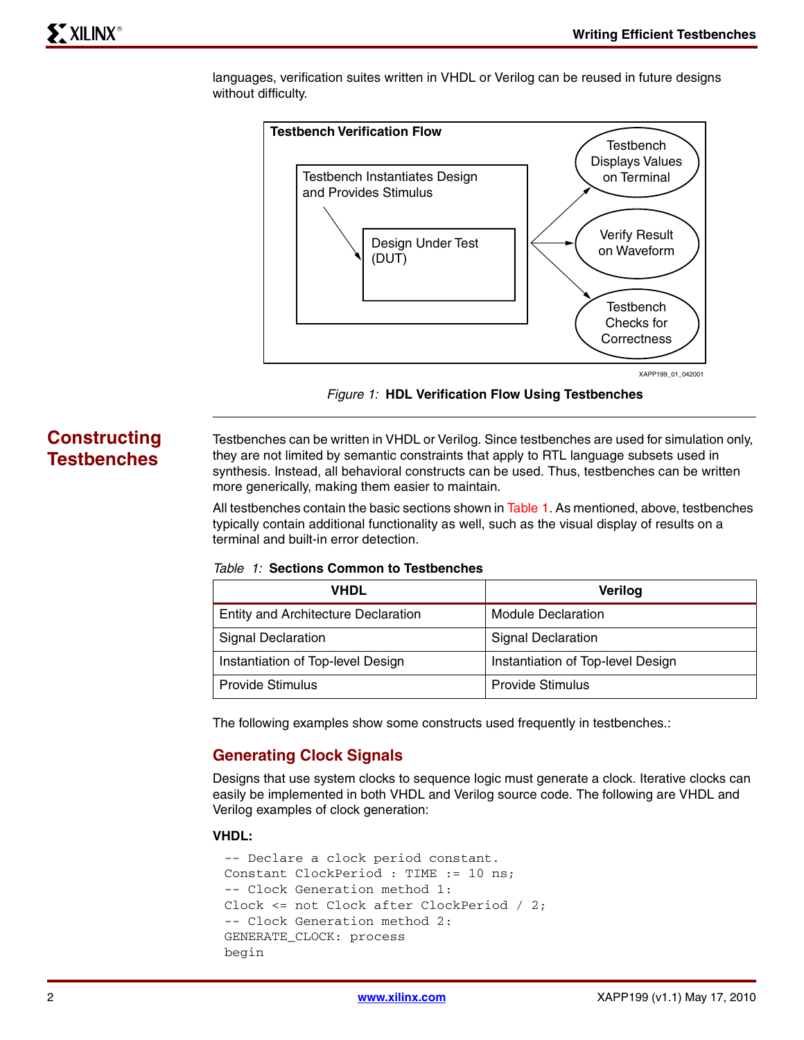languages, verification suites written in VHDL or Verilog can be reused in future designs without difficulty.

Figure 1: **HDL Verification Flow Using Testbenches**

## Constructing Testbenches

Testbenches can be written in VHDL or Verilog. Since testbenches are used for simulation only, they are not limited by semantic constraints that apply to RTL language subsets used in synthesis. Instead, all behavioral constructs can be used. Thus, testbenches can be written more generically, making them easier to maintain.

All testbenches contain the basic sections shown in Table 1. As mentioned, above, testbenches typically contain additional functionality as well, such as the visual display of results on a terminal and built-in error detection.

*Table 1:* **Sections Common to Testbenches**

| VHDL | Verilog |
|---|---|
| Entity and Architecture Declaration | Module Declaration |
| Signal Declaration | Signal Declaration |
| Instantiation of Top-level Design | Instantiation of Top-level Design |
| Provide Stimulus | Provide Stimulus |

The following examples show some constructs used frequently in testbenches.:

### Generating Clock Signals

Designs that use system clocks to sequence logic must generate a clock. Iterative clocks can easily be implemented in both VHDL and Verilog source code. The following are VHDL and Verilog examples of clock generation:

**VHDL:**

```
-- Declare a clock period constant.
Constant ClockPeriod : TIME := 10 ns;
-- Clock Generation method 1:
Clock <= not Clock after ClockPeriod / 2;
-- Clock Generation method 2:
GENERATE_CLOCK: process
begin
```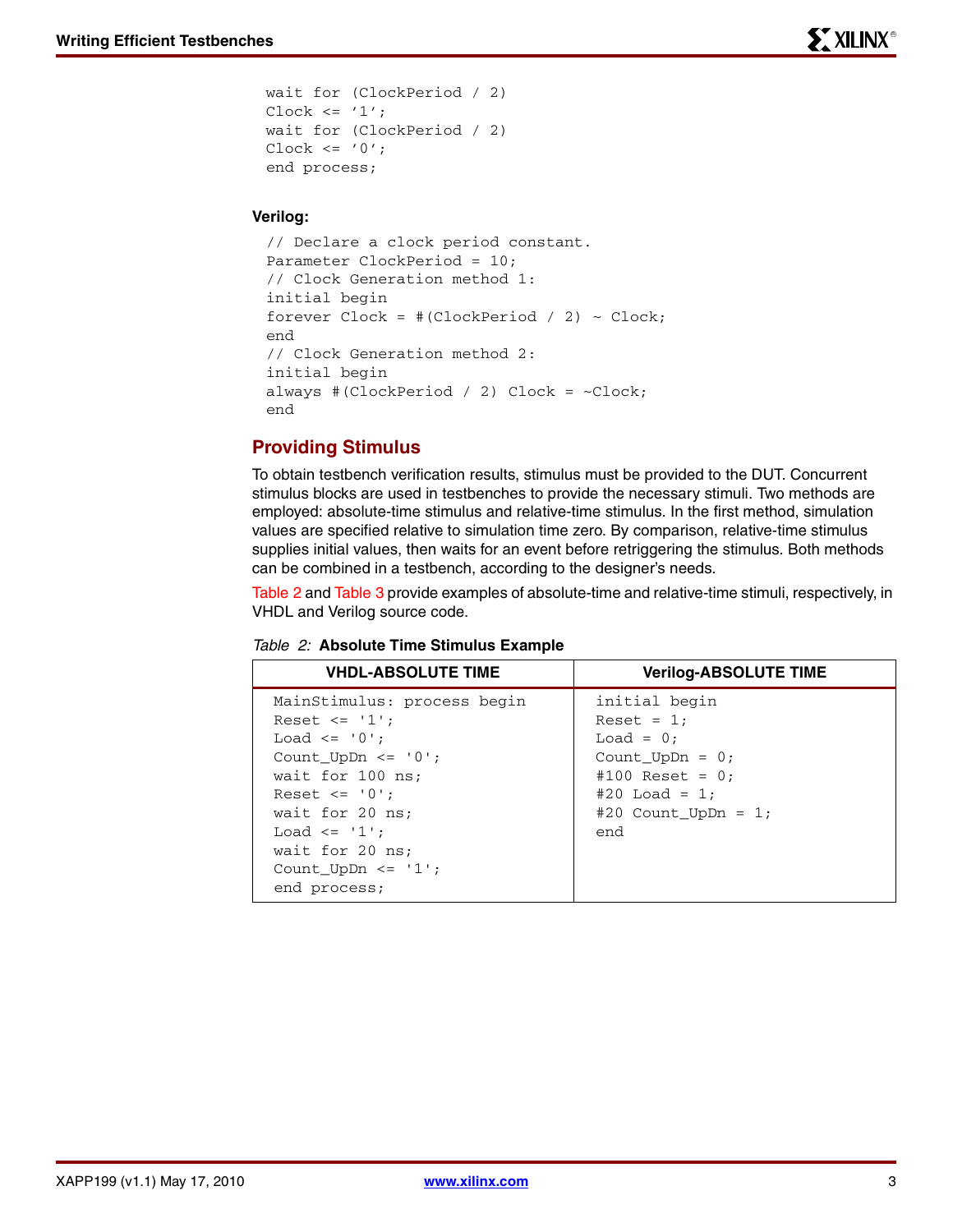```
wait for (ClockPeriod / 2)
Clock <= ’1’;
wait for (ClockPeriod / 2)
Clock <= ’0’;
end process;
```

**Verilog:**

```
// Declare a clock period constant.
Parameter ClockPeriod = 10;
// Clock Generation method 1:
initial begin
forever Clock = #(ClockPeriod / 2) ~ Clock;
end
// Clock Generation method 2:
initial begin
always #(ClockPeriod / 2) Clock = ~Clock;
end
```

## Providing Stimulus

To obtain testbench verification results, stimulus must be provided to the DUT. Concurrent stimulus blocks are used in testbenches to provide the necessary stimuli. Two methods are employed: absolute-time stimulus and relative-time stimulus. In the first method, simulation values are specified relative to simulation time zero. By comparison, relative-time stimulus supplies initial values, then waits for an event before retriggering the stimulus. Both methods can be combined in a testbench, according to the designer’s needs.

Table 2 and Table 3 provide examples of absolute-time and relative-time stimuli, respectively, in VHDL and Verilog source code.

*Table 2:* **Absolute Time Stimulus Example**

| VHDL-ABSOLUTE TIME | Verilog-ABSOLUTE TIME |
| --- | --- |
| MainStimulus: process begin<br>Reset <= '1';<br>Load <= '0';<br>Count_UpDn <= '0';<br>wait for 100 ns;<br>Reset <= '0';<br>wait for 20 ns;<br>Load <= '1';<br>wait for 20 ns;<br>Count_UpDn <= '1';<br>end process; | initial begin<br>Reset = 1;<br>Load = 0;<br>Count_UpDn = 0;<br>#100 Reset = 0;<br>#20 Load = 1;<br>#20 Count_UpDn = 1;<br>end |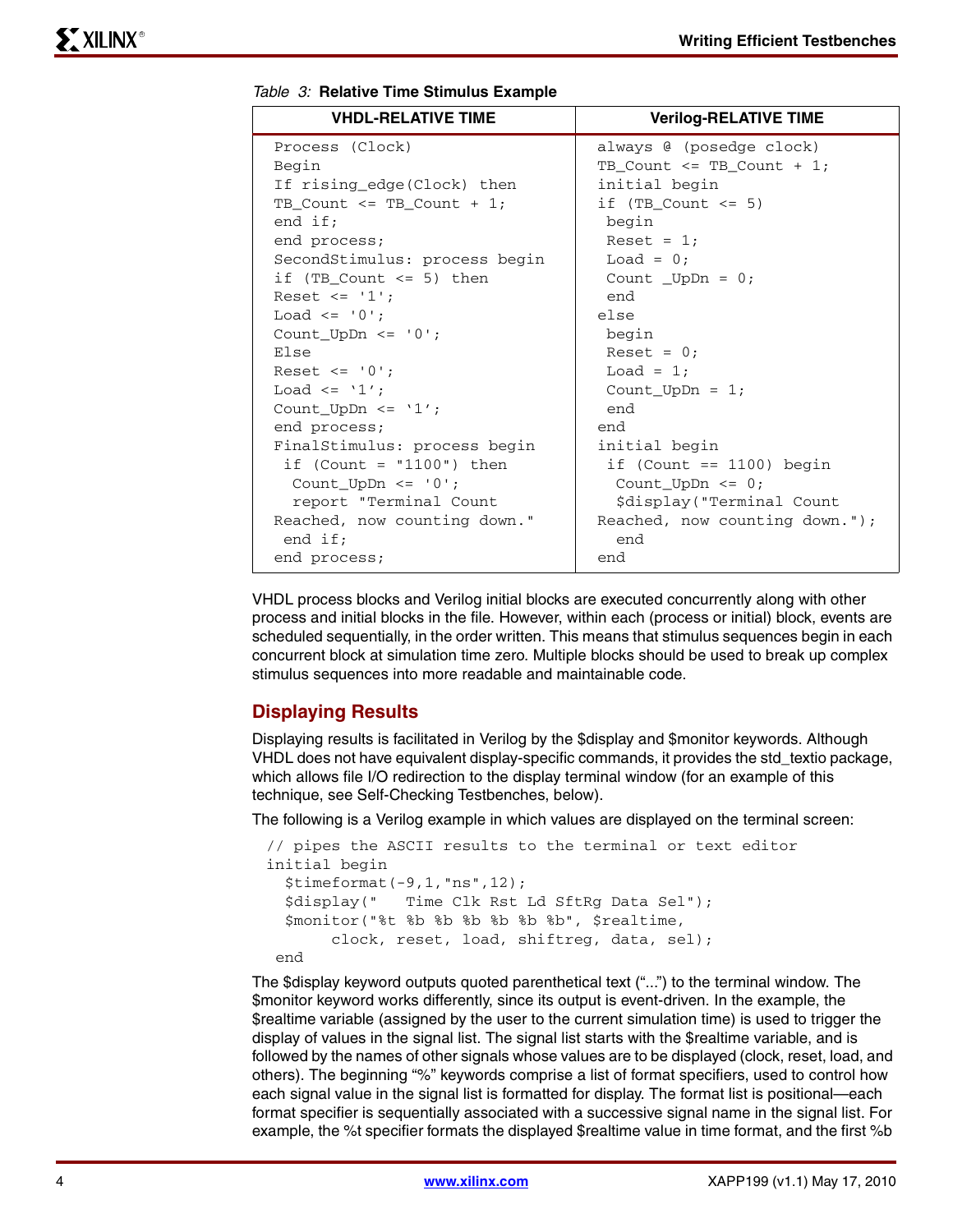*Table 3:* **Relative Time Stimulus Example**

| VHDL-RELATIVE TIME | Verilog-RELATIVE TIME |
|---|---|
| <pre>Process (Clock)<br>Begin<br>If rising_edge(Clock) then<br>TB_Count <= TB_Count + 1;<br>end if;<br>end process;<br>SecondStimulus: process begin<br>if (TB_Count <= 5) then<br>Reset <= '1';<br>Load <= '0';<br>Count_UpDn <= '0';<br>Else<br>Reset <= '0';<br>Load <= '1';<br>Count_UpDn <= '1';<br>end process;<br>FinalStimulus: process begin<br> if (Count = "1100") then<br>  Count_UpDn <= '0';<br>  report "Terminal Count<br>Reached, now counting down."<br> end if;<br>end process;</pre> | <pre>always @ (posedge clock)<br>TB_Count <= TB_Count + 1;<br>initial begin<br>if (TB_Count <= 5)<br> begin<br> Reset = 1;<br> Load = 0;<br> Count _UpDn = 0;<br> end<br>else<br> begin<br> Reset = 0;<br> Load = 1;<br> Count_UpDn = 1;<br> end<br>end<br>initial begin<br> if (Count == 1100) begin<br>  Count_UpDn <= 0;<br>  $display("Terminal Count<br>Reached, now counting down.");<br>  end<br>end</pre> |

VHDL process blocks and Verilog initial blocks are executed concurrently along with other process and initial blocks in the file. However, within each (process or initial) block, events are scheduled sequentially, in the order written. This means that stimulus sequences begin in each concurrent block at simulation time zero. Multiple blocks should be used to break up complex stimulus sequences into more readable and maintainable code.

## Displaying Results

Displaying results is facilitated in Verilog by the $display and $monitor keywords. Although VHDL does not have equivalent display-specific commands, it provides the std_textio package, which allows file I/O redirection to the display terminal window (for an example of this technique, see Self-Checking Testbenches, below).

The following is a Verilog example in which values are displayed on the terminal screen:

```
// pipes the ASCII results to the terminal or text editor
initial begin
  $timeformat(-9,1,"ns",12);
  $display("   Time Clk Rst Ld SftRg Data Sel");
  $monitor("%t %b %b %b %b %b %b", $realtime,
       clock, reset, load, shiftreg, data, sel);
 end
```

The $display keyword outputs quoted parenthetical text ("...") to the terminal window. The $monitor keyword works differently, since its output is event-driven. In the example, the $realtime variable (assigned by the user to the current simulation time) is used to trigger the display of values in the signal list. The signal list starts with the $realtime variable, and is followed by the names of other signals whose values are to be displayed (clock, reset, load, and others). The beginning "%" keywords comprise a list of format specifiers, used to control how each signal value in the signal list is formatted for display. The format list is positional—each format specifier is sequentially associated with a successive signal name in the signal list. For example, the %t specifier formats the displayed $realtime value in time format, and the first %b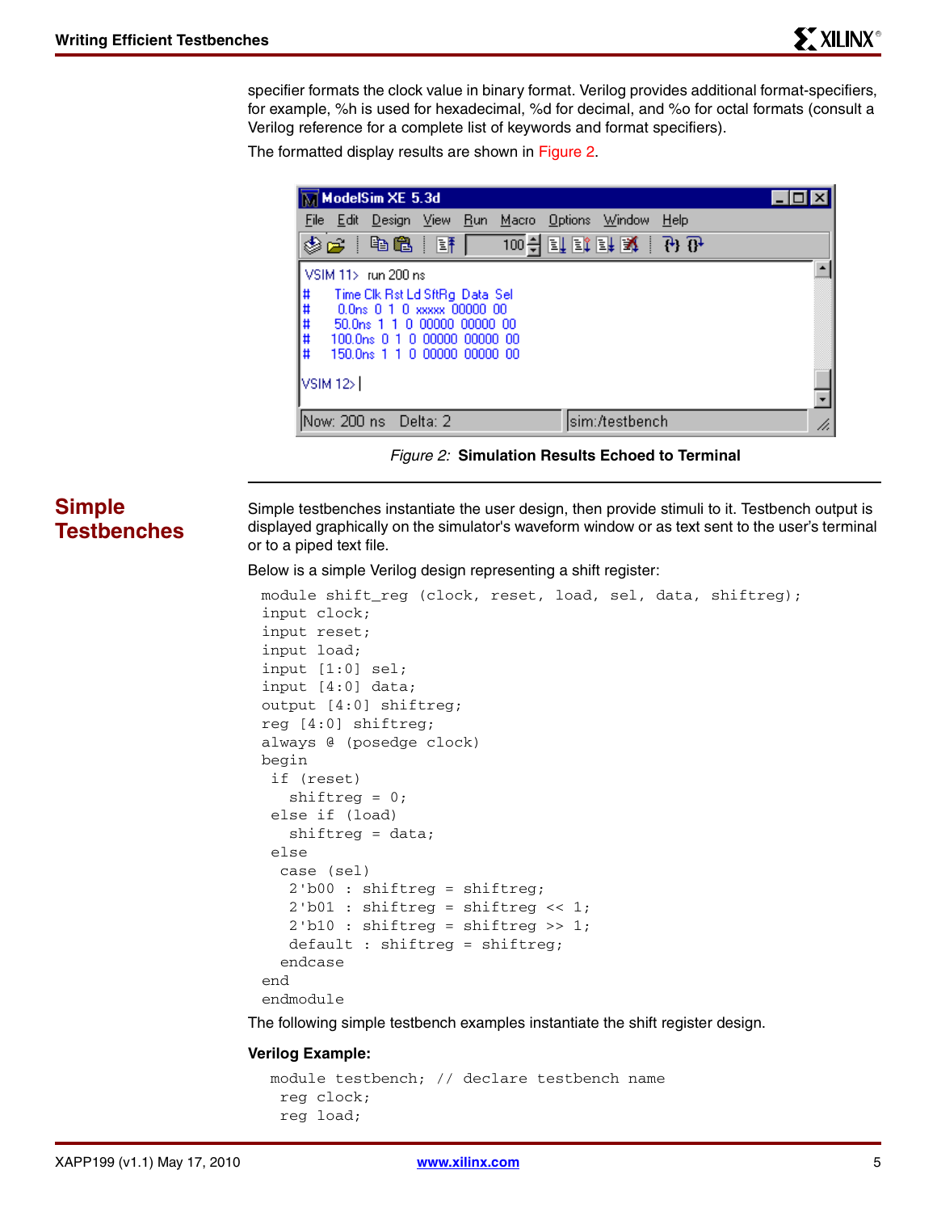specifier formats the clock value in binary format. Verilog provides additional format-specifiers, for example, %h is used for hexadecimal, %d for decimal, and %o for octal formats (consult a Verilog reference for a complete list of keywords and format specifiers).

The formatted display results are shown in Figure 2.

```
VSIM 11> run 200 ns
#     Time Clk Rst Ld SftRg  Data  Sel
#     0.0ns  0  1  0  xxxxx  00000  00
#    50.0ns  1  1  0  00000  00000  00
#   100.0ns  0  1  0  00000  00000  00
#   150.0ns  1  1  0  00000  00000  00

VSIM 12>
```

*Figure 2:* **Simulation Results Echoed to Terminal**

## Simple Testbenches

Simple testbenches instantiate the user design, then provide stimuli to it. Testbench output is displayed graphically on the simulator's waveform window or as text sent to the user's terminal or to a piped text file.

Below is a simple Verilog design representing a shift register:

```
module shift_reg (clock, reset, load, sel, data, shiftreg);
input clock;
input reset;
input load;
input [1:0] sel;
input [4:0] data;
output [4:0] shiftreg;
reg [4:0] shiftreg;
always @ (posedge clock)
begin
 if (reset)
   shiftreg = 0;
 else if (load)
   shiftreg = data;
 else
  case (sel)
   2'b00 : shiftreg = shiftreg;
   2'b01 : shiftreg = shiftreg << 1;
   2'b10 : shiftreg = shiftreg >> 1;
   default : shiftreg = shiftreg;
  endcase
end
endmodule
```

The following simple testbench examples instantiate the shift register design.

**Verilog Example:**

```
module testbench; // declare testbench name
 reg clock;
 reg load;
```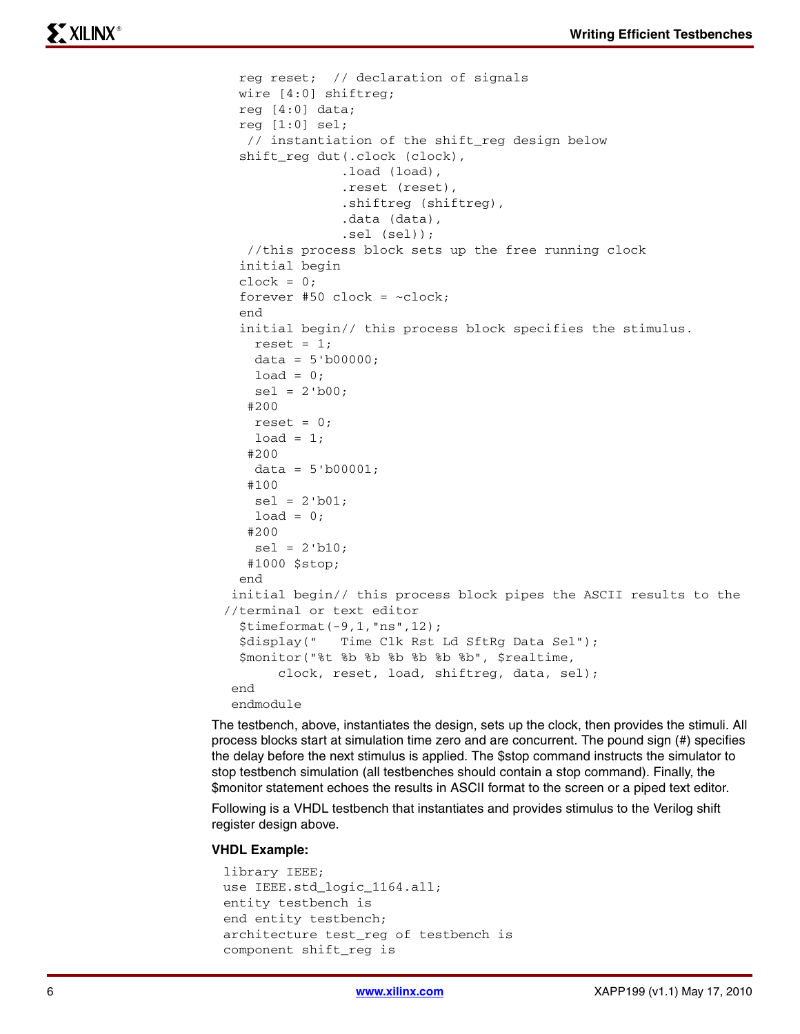```
  reg reset;  // declaration of signals
  wire [4:0] shiftreg;
  reg [4:0] data;
  reg [1:0] sel;
   // instantiation of the shift_reg design below
  shift_reg dut(.clock (clock),
                .load (load),
                .reset (reset),
                .shiftreg (shiftreg),
                .data (data),
                .sel (sel));
   //this process block sets up the free running clock
  initial begin
  clock = 0;
  forever #50 clock = ~clock;
  end
  initial begin// this process block specifies the stimulus.
    reset = 1;
    data = 5'b00000;
    load = 0;
    sel = 2'b00;
   #200
    reset = 0;
    load = 1;
   #200
    data = 5'b00001;
   #100
    sel = 2'b01;
    load = 0;
   #200
    sel = 2'b10;
   #1000 $stop;
  end
 initial begin// this process block pipes the ASCII results to the
//terminal or text editor
  $timeformat(-9,1,"ns",12);
  $display("   Time Clk Rst Ld SftRg Data Sel");
  $monitor("%t %b %b %b %b %b %b", $realtime,
       clock, reset, load, shiftreg, data, sel);
 end
 endmodule
```

The testbench, above, instantiates the design, sets up the clock, then provides the stimuli. All process blocks start at simulation time zero and are concurrent. The pound sign (#) specifies the delay before the next stimulus is applied. The $stop command instructs the simulator to stop testbench simulation (all testbenches should contain a stop command). Finally, the $monitor statement echoes the results in ASCII format to the screen or a piped text editor.

Following is a VHDL testbench that instantiates and provides stimulus to the Verilog shift register design above.

**VHDL Example:**

```
library IEEE;
use IEEE.std_logic_1164.all;
entity testbench is
end entity testbench;
architecture test_reg of testbench is
component shift_reg is
```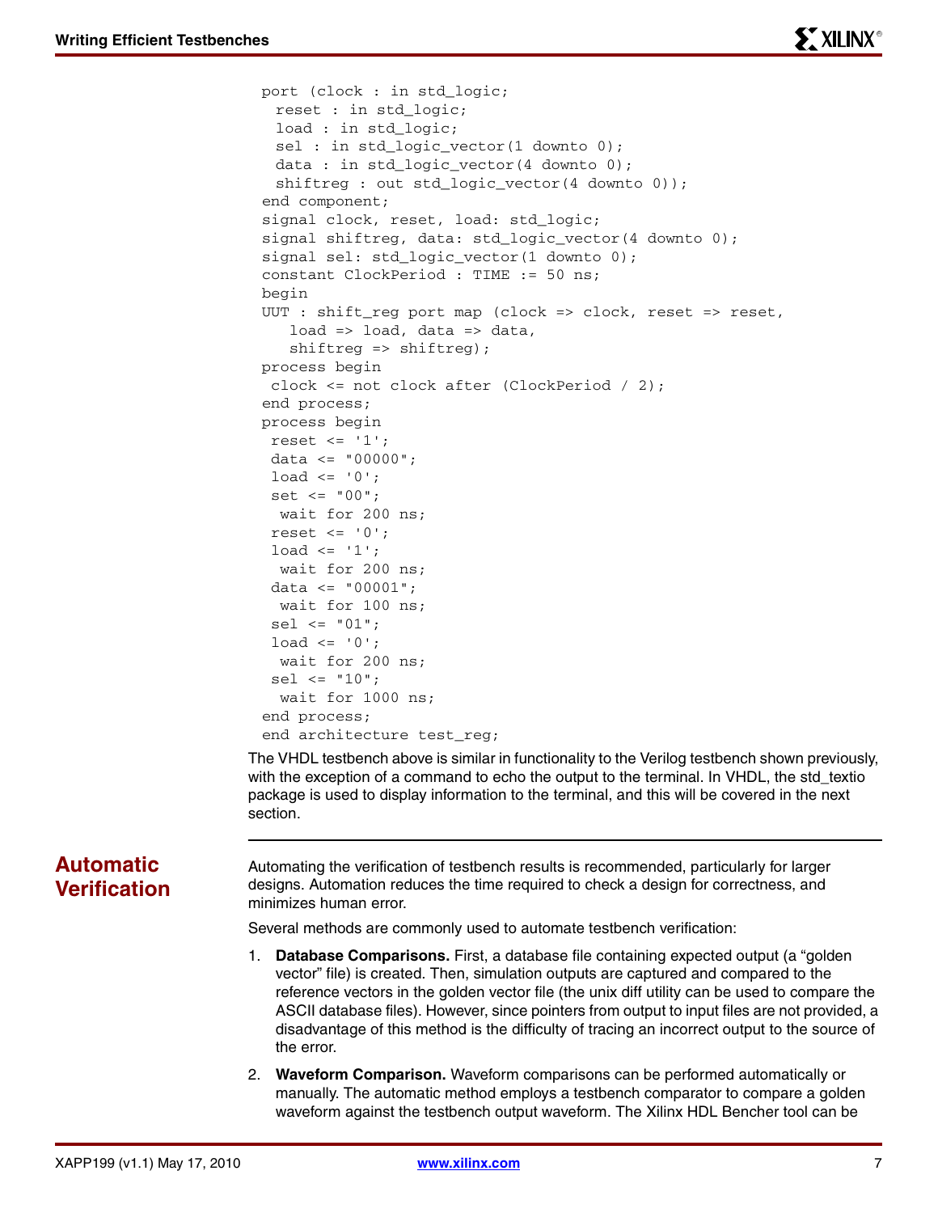```
port (clock : in std_logic;
  reset : in std_logic;
  load : in std_logic;
  sel : in std_logic_vector(1 downto 0);
  data : in std_logic_vector(4 downto 0);
  shiftreg : out std_logic_vector(4 downto 0));
end component;
signal clock, reset, load: std_logic;
signal shiftreg, data: std_logic_vector(4 downto 0);
signal sel: std_logic_vector(1 downto 0);
constant ClockPeriod : TIME := 50 ns;
begin
UUT : shift_reg port map (clock => clock, reset => reset,
   load => load, data => data,
   shiftreg => shiftreg);
process begin
 clock <= not clock after (ClockPeriod / 2);
end process;
process begin
 reset <= '1';
 data <= "00000";
 load <= '0';
 set <= "00";
  wait for 200 ns;
 reset <= '0';
 load <= '1';
  wait for 200 ns;
 data <= "00001";
  wait for 100 ns;
 sel <= "01";
 load <= '0';
  wait for 200 ns;
 sel <= "10";
  wait for 1000 ns;
end process;
end architecture test_reg;
```

The VHDL testbench above is similar in functionality to the Verilog testbench shown previously, with the exception of a command to echo the output to the terminal. In VHDL, the std_textio package is used to display information to the terminal, and this will be covered in the next section.

## Automatic Verification

Automating the verification of testbench results is recommended, particularly for larger designs. Automation reduces the time required to check a design for correctness, and minimizes human error.

Several methods are commonly used to automate testbench verification:

1. **Database Comparisons.** First, a database file containing expected output (a "golden vector" file) is created. Then, simulation outputs are captured and compared to the reference vectors in the golden vector file (the unix diff utility can be used to compare the ASCII database files). However, since pointers from output to input files are not provided, a disadvantage of this method is the difficulty of tracing an incorrect output to the source of the error.
2. **Waveform Comparison.** Waveform comparisons can be performed automatically or manually. The automatic method employs a testbench comparator to compare a golden waveform against the testbench output waveform. The Xilinx HDL Bencher tool can be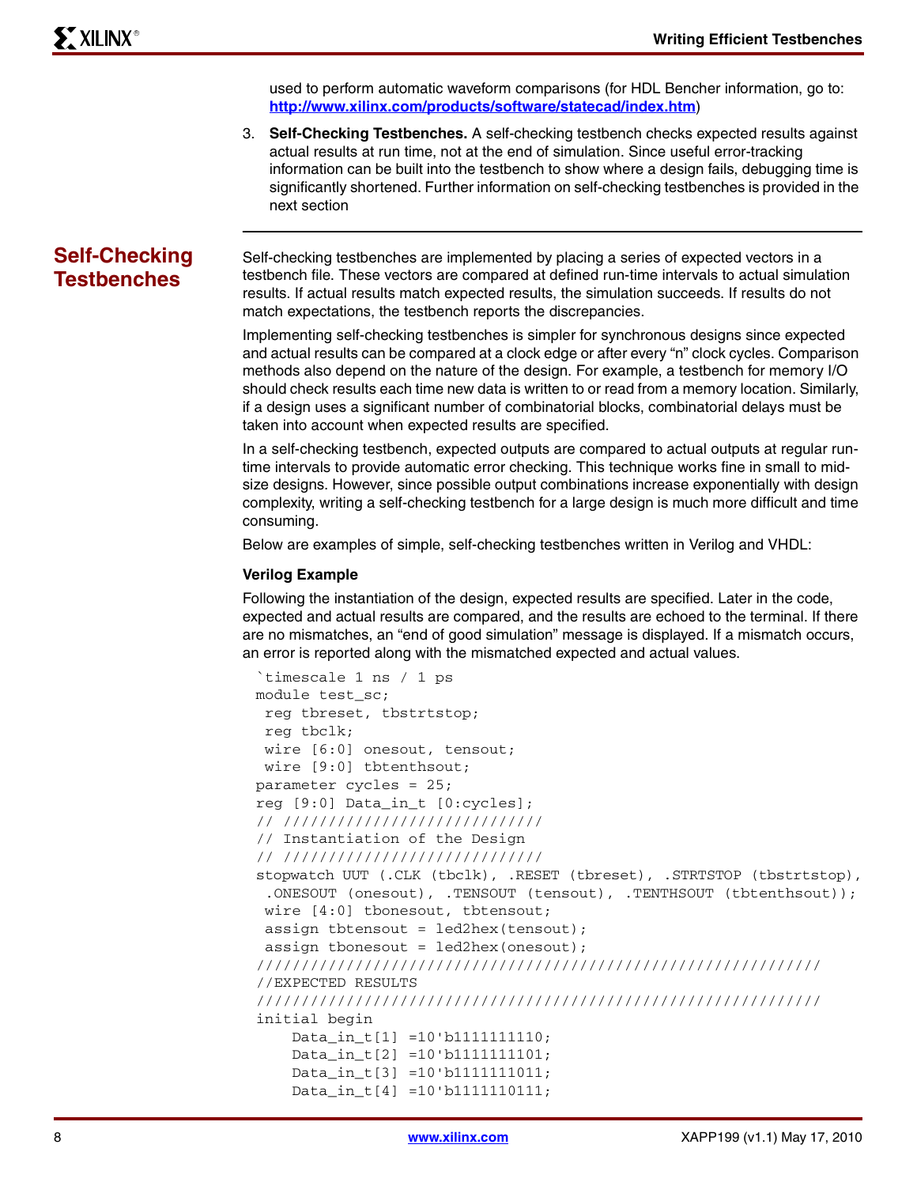used to perform automatic waveform comparisons (for HDL Bencher information, go to: **http://www.xilinx.com/products/software/statecad/index.htm**)

3. **Self-Checking Testbenches.** A self-checking testbench checks expected results against actual results at run time, not at the end of simulation. Since useful error-tracking information can be built into the testbench to show where a design fails, debugging time is significantly shortened. Further information on self-checking testbenches is provided in the next section

## Self-Checking Testbenches

Self-checking testbenches are implemented by placing a series of expected vectors in a testbench file. These vectors are compared at defined run-time intervals to actual simulation results. If actual results match expected results, the simulation succeeds. If results do not match expectations, the testbench reports the discrepancies.

Implementing self-checking testbenches is simpler for synchronous designs since expected and actual results can be compared at a clock edge or after every "n" clock cycles. Comparison methods also depend on the nature of the design. For example, a testbench for memory I/O should check results each time new data is written to or read from a memory location. Similarly, if a design uses a significant number of combinatorial blocks, combinatorial delays must be taken into account when expected results are specified.

In a self-checking testbench, expected outputs are compared to actual outputs at regular run-time intervals to provide automatic error checking. This technique works fine in small to mid-size designs. However, since possible output combinations increase exponentially with design complexity, writing a self-checking testbench for a large design is much more difficult and time consuming.

Below are examples of simple, self-checking testbenches written in Verilog and VHDL:

### Verilog Example

Following the instantiation of the design, expected results are specified. Later in the code, expected and actual results are compared, and the results are echoed to the terminal. If there are no mismatches, an "end of good simulation" message is displayed. If a mismatch occurs, an error is reported along with the mismatched expected and actual values.

```
`timescale 1 ns / 1 ps
module test_sc;
 reg tbreset, tbstrtstop;
 reg tbclk;
 wire [6:0] onesout, tensout;
 wire [9:0] tbtenthsout;
parameter cycles = 25;
reg [9:0] Data_in_t [0:cycles];
// /////////////////////////////
// Instantiation of the Design
// /////////////////////////////
stopwatch UUT (.CLK (tbclk), .RESET (tbreset), .STRTSTOP (tbstrtstop),
 .ONESOUT (onesout), .TENSOUT (tensout), .TENTHSOUT (tbtenthsout));
 wire [4:0] tbonesout, tbtensout;
 assign tbtensout = led2hex(tensout);
 assign tbonesout = led2hex(onesout);
///////////////////////////////////////////////////////////////
//EXPECTED RESULTS
///////////////////////////////////////////////////////////////
initial begin
    Data_in_t[1] =10'b1111111110;
    Data_in_t[2] =10'b1111111101;
    Data_in_t[3] =10'b1111111011;
    Data_in_t[4] =10'b1111110111;
```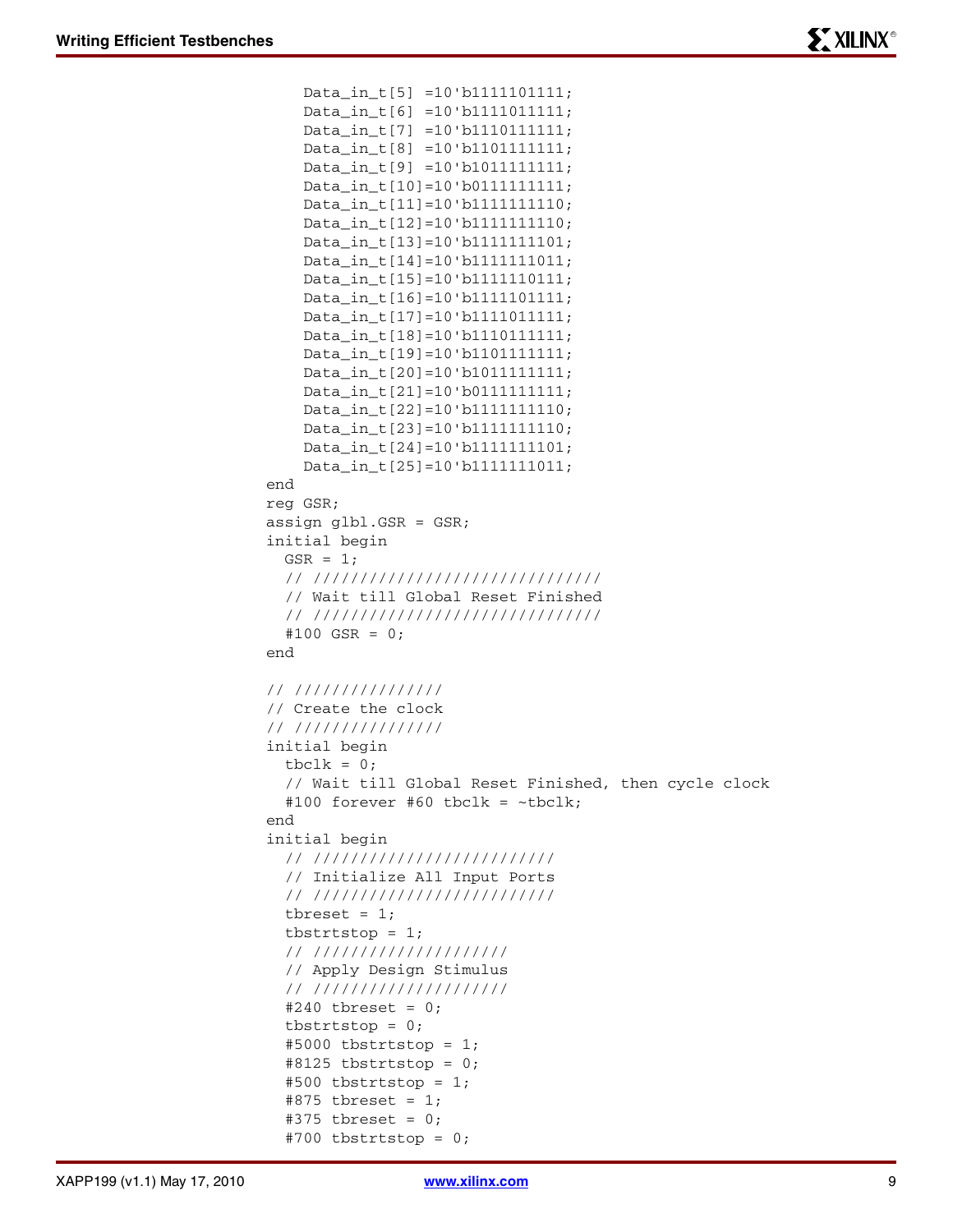```
    Data_in_t[5] =10'b1111101111;
    Data_in_t[6] =10'b1111011111;
    Data_in_t[7] =10'b1110111111;
    Data_in_t[8] =10'b1101111111;
    Data_in_t[9] =10'b1011111111;
    Data_in_t[10]=10'b0111111111;
    Data_in_t[11]=10'b1111111110;
    Data_in_t[12]=10'b1111111110;
    Data_in_t[13]=10'b1111111101;
    Data_in_t[14]=10'b1111111011;
    Data_in_t[15]=10'b1111110111;
    Data_in_t[16]=10'b1111101111;
    Data_in_t[17]=10'b1111011111;
    Data_in_t[18]=10'b1110111111;
    Data_in_t[19]=10'b1101111111;
    Data_in_t[20]=10'b1011111111;
    Data_in_t[21]=10'b0111111111;
    Data_in_t[22]=10'b1111111110;
    Data_in_t[23]=10'b1111111110;
    Data_in_t[24]=10'b1111111101;
    Data_in_t[25]=10'b1111111011;
end
reg GSR;
assign glbl.GSR = GSR;
initial begin
  GSR = 1;
  // ///////////////////////////////
  // Wait till Global Reset Finished
  // ///////////////////////////////
  #100 GSR = 0;
end

// ////////////////
// Create the clock
// ////////////////
initial begin
  tbclk = 0;
  // Wait till Global Reset Finished, then cycle clock
  #100 forever #60 tbclk = ~tbclk;
end
initial begin
  // //////////////////////////
  // Initialize All Input Ports
  // //////////////////////////
  tbreset = 1;
  tbstrtstop = 1;
  // /////////////////////
  // Apply Design Stimulus
  // /////////////////////
  #240 tbreset = 0;
  tbstrtstop = 0;
  #5000 tbstrtstop = 1;
  #8125 tbstrtstop = 0;
  #500 tbstrtstop = 1;
  #875 tbreset = 1;
  #375 tbreset = 0;
  #700 tbstrtstop = 0;
```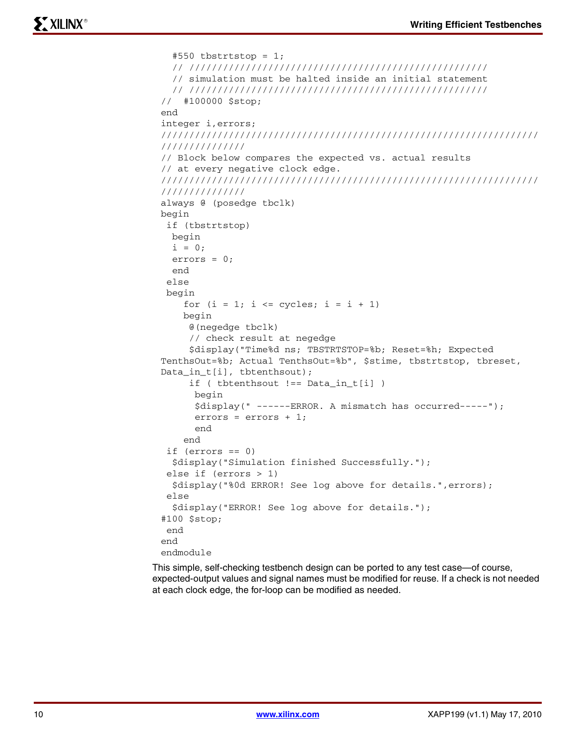```
  #550 tbstrtstop = 1;
  // ////////////////////////////////////////////////////
  // simulation must be halted inside an initial statement
  // ////////////////////////////////////////////////////
//  #100000 $stop;
end
integer i,errors;
////////////////////////////////////////////////////////////////////
///////////////
// Block below compares the expected vs. actual results
// at every negative clock edge.
////////////////////////////////////////////////////////////////////
///////////////
always @ (posedge tbclk)
begin
 if (tbstrtstop)
  begin
  i = 0;
  errors = 0;
  end
 else
 begin
    for (i = 1; i <= cycles; i = i + 1)
    begin
     @(negedge tbclk)
     // check result at negedge
     $display("Time%d ns; TBSTRTSTOP=%b; Reset=%h; Expected
TenthsOut=%b; Actual TenthsOut=%b", $stime, tbstrtstop, tbreset,
Data_in_t[i], tbtenthsout);
     if ( tbtenthsout !== Data_in_t[i] )
      begin
      $display(" ------ERROR. A mismatch has occurred-----");
      errors = errors + 1;
      end
    end
 if (errors == 0)
  $display("Simulation finished Successfully.");
 else if (errors > 1)
  $display("%0d ERROR! See log above for details.",errors);
 else
  $display("ERROR! See log above for details.");
#100 $stop;
 end
end
endmodule
```

This simple, self-checking testbench design can be ported to any test case—of course, expected-output values and signal names must be modified for reuse. If a check is not needed at each clock edge, the for-loop can be modified as needed.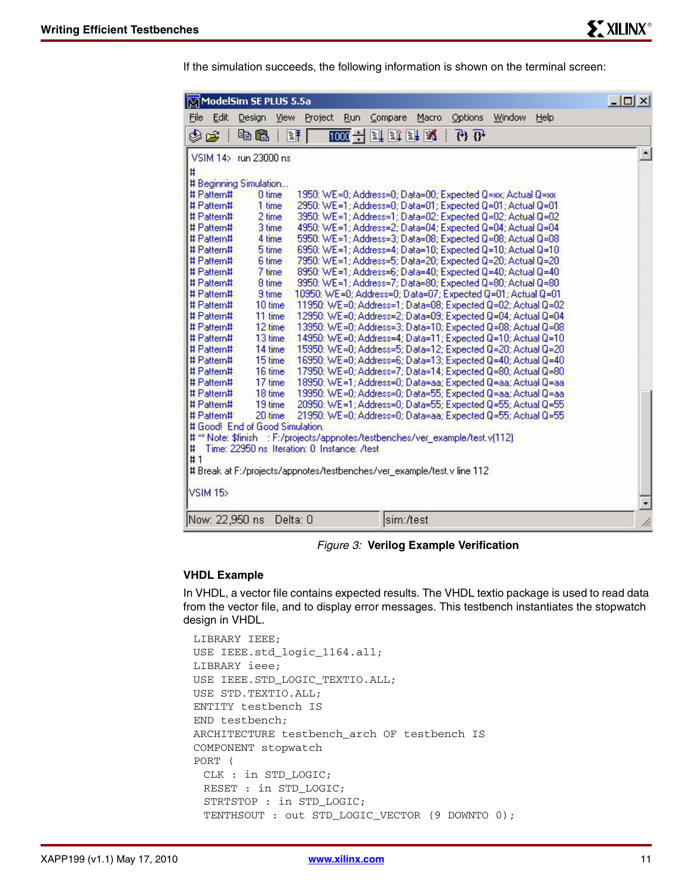If the simulation succeeds, the following information is shown on the terminal screen:

```
VSIM 14> run 23000 ns
#
# Beginning Simulation...
# Pattern#     0 time    1950: WE=0; Address=0; Data=00; Expected Q=xx; Actual Q=xx
# Pattern#     1 time    2950: WE=1; Address=0; Data=01; Expected Q=01; Actual Q=01
# Pattern#     2 time    3950: WE=1; Address=1; Data=02; Expected Q=02; Actual Q=02
# Pattern#     3 time    4950: WE=1; Address=2; Data=04; Expected Q=04; Actual Q=04
# Pattern#     4 time    5950: WE=1; Address=3; Data=08; Expected Q=08; Actual Q=08
# Pattern#     5 time    6950: WE=1; Address=4; Data=10; Expected Q=10; Actual Q=10
# Pattern#     6 time    7950: WE=1; Address=5; Data=20; Expected Q=20; Actual Q=20
# Pattern#     7 time    8950: WE=1; Address=6; Data=40; Expected Q=40; Actual Q=40
# Pattern#     8 time    9950: WE=1; Address=7; Data=80; Expected Q=80; Actual Q=80
# Pattern#     9 time   10950: WE=0; Address=0; Data=07; Expected Q=01; Actual Q=01
# Pattern#    10 time   11950: WE=0; Address=1; Data=08; Expected Q=02; Actual Q=02
# Pattern#    11 time   12950: WE=0; Address=2; Data=09; Expected Q=04; Actual Q=04
# Pattern#    12 time   13950: WE=0; Address=3; Data=10; Expected Q=08; Actual Q=08
# Pattern#    13 time   14950: WE=0; Address=4; Data=11; Expected Q=10; Actual Q=10
# Pattern#    14 time   15950: WE=0; Address=5; Data=12; Expected Q=20; Actual Q=20
# Pattern#    15 time   16950: WE=0; Address=6; Data=13; Expected Q=40; Actual Q=40
# Pattern#    16 time   17950: WE=0; Address=7; Data=14; Expected Q=80; Actual Q=80
# Pattern#    17 time   18950: WE=1; Address=0; Data=aa; Expected Q=aa; Actual Q=aa
# Pattern#    18 time   19950: WE=0; Address=0; Data=55; Expected Q=aa; Actual Q=aa
# Pattern#    19 time   20950: WE=1; Address=0; Data=55; Expected Q=55; Actual Q=55
# Pattern#    20 time   21950: WE=0; Address=0; Data=aa; Expected Q=55; Actual Q=55
# Good!  End of Good Simulation.
# ** Note: $finish    : F:/projects/appnotes/testbenches/ver_example/test.v(112)
#    Time: 22950 ns  Iteration: 0  Instance: /test
# 1
# Break at F:/projects/appnotes/testbenches/ver_example/test.v line 112

VSIM 15>

Now: 22,950 ns   Delta: 0        sim:/test
```

*Figure 3:* **Verilog Example Verification**

### VHDL Example

In VHDL, a vector file contains expected results. The VHDL textio package is used to read data from the vector file, and to display error messages. This testbench instantiates the stopwatch design in VHDL.

```
LIBRARY IEEE;
USE IEEE.std_logic_1164.all;
LIBRARY ieee;
USE IEEE.STD_LOGIC_TEXTIO.ALL;
USE STD.TEXTIO.ALL;
ENTITY testbench IS
END testbench;
ARCHITECTURE testbench_arch OF testbench IS
COMPONENT stopwatch
PORT (
  CLK : in STD_LOGIC;
  RESET : in STD_LOGIC;
  STRTSTOP : in STD_LOGIC;
  TENTHSOUT : out STD_LOGIC_VECTOR (9 DOWNTO 0);
```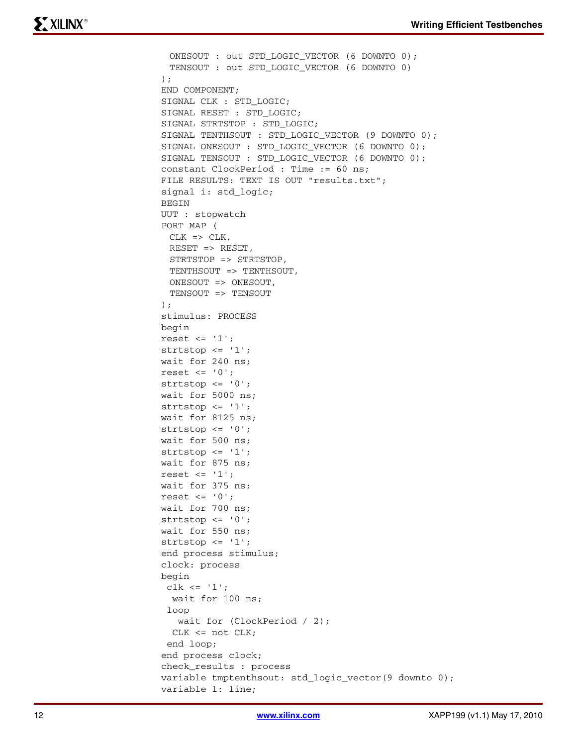```
  ONESOUT : out STD_LOGIC_VECTOR (6 DOWNTO 0);
  TENSOUT : out STD_LOGIC_VECTOR (6 DOWNTO 0)
);
END COMPONENT;
SIGNAL CLK : STD_LOGIC;
SIGNAL RESET : STD_LOGIC;
SIGNAL STRTSTOP : STD_LOGIC;
SIGNAL TENTHSOUT : STD_LOGIC_VECTOR (9 DOWNTO 0);
SIGNAL ONESOUT : STD_LOGIC_VECTOR (6 DOWNTO 0);
SIGNAL TENSOUT : STD_LOGIC_VECTOR (6 DOWNTO 0);
constant ClockPeriod : Time := 60 ns;
FILE RESULTS: TEXT IS OUT "results.txt";
signal i: std_logic;
BEGIN
UUT : stopwatch
PORT MAP (
  CLK => CLK,
  RESET => RESET,
  STRTSTOP => STRTSTOP,
  TENTHSOUT => TENTHSOUT,
  ONESOUT => ONESOUT,
  TENSOUT => TENSOUT
);
stimulus: PROCESS
begin
reset <= '1';
strtstop <= '1';
wait for 240 ns;
reset <= '0';
strtstop <= '0';
wait for 5000 ns;
strtstop <= '1';
wait for 8125 ns;
strtstop <= '0';
wait for 500 ns;
strtstop <= '1';
wait for 875 ns;
reset <= '1';
wait for 375 ns;
reset <= '0';
wait for 700 ns;
strtstop <= '0';
wait for 550 ns;
strtstop <= '1';
end process stimulus;
clock: process
begin
 clk <= '1';
  wait for 100 ns;
 loop
   wait for (ClockPeriod / 2);
  CLK <= not CLK;
 end loop;
end process clock;
check_results : process
variable tmptenthsout: std_logic_vector(9 downto 0);
variable l: line;
```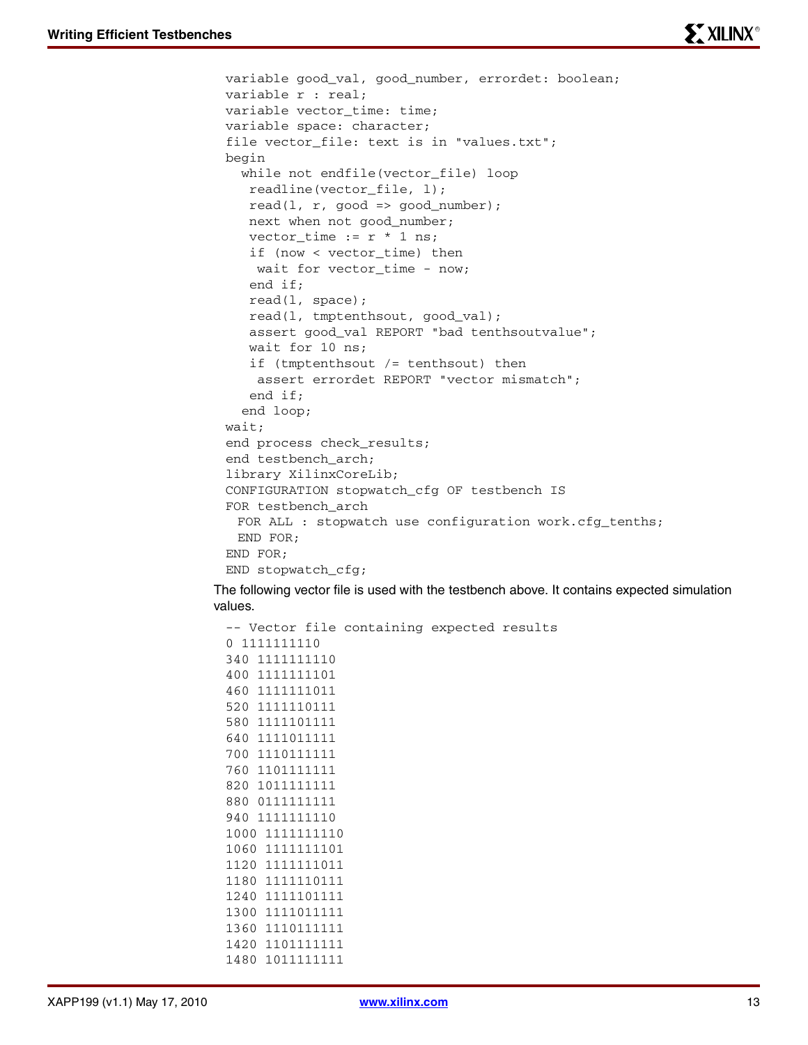```
variable good_val, good_number, errordet: boolean;
variable r : real;
variable vector_time: time;
variable space: character;
file vector_file: text is in "values.txt";
begin
  while not endfile(vector_file) loop
   readline(vector_file, l);
   read(l, r, good => good_number);
   next when not good_number;
   vector_time := r * 1 ns;
   if (now < vector_time) then
    wait for vector_time - now;
   end if;
   read(l, space);
   read(l, tmptenthsout, good_val);
   assert good_val REPORT "bad tenthsoutvalue";
   wait for 10 ns;
   if (tmptenthsout /= tenthsout) then
    assert errordet REPORT "vector mismatch";
   end if;
  end loop;
wait;
end process check_results;
end testbench_arch;
library XilinxCoreLib;
CONFIGURATION stopwatch_cfg OF testbench IS
FOR testbench_arch
  FOR ALL : stopwatch use configuration work.cfg_tenths;
  END FOR;
END FOR;
END stopwatch_cfg;
```

The following vector file is used with the testbench above. It contains expected simulation values.

```
-- Vector file containing expected results
0 1111111110
340 1111111110
400 1111111101
460 1111111011
520 1111110111
580 1111101111
640 1111011111
700 1110111111
760 1101111111
820 1011111111
880 0111111111
940 1111111110
1000 1111111110
1060 1111111101
1120 1111111011
1180 1111110111
1240 1111101111
1300 1111011111
1360 1110111111
1420 1101111111
1480 1011111111
```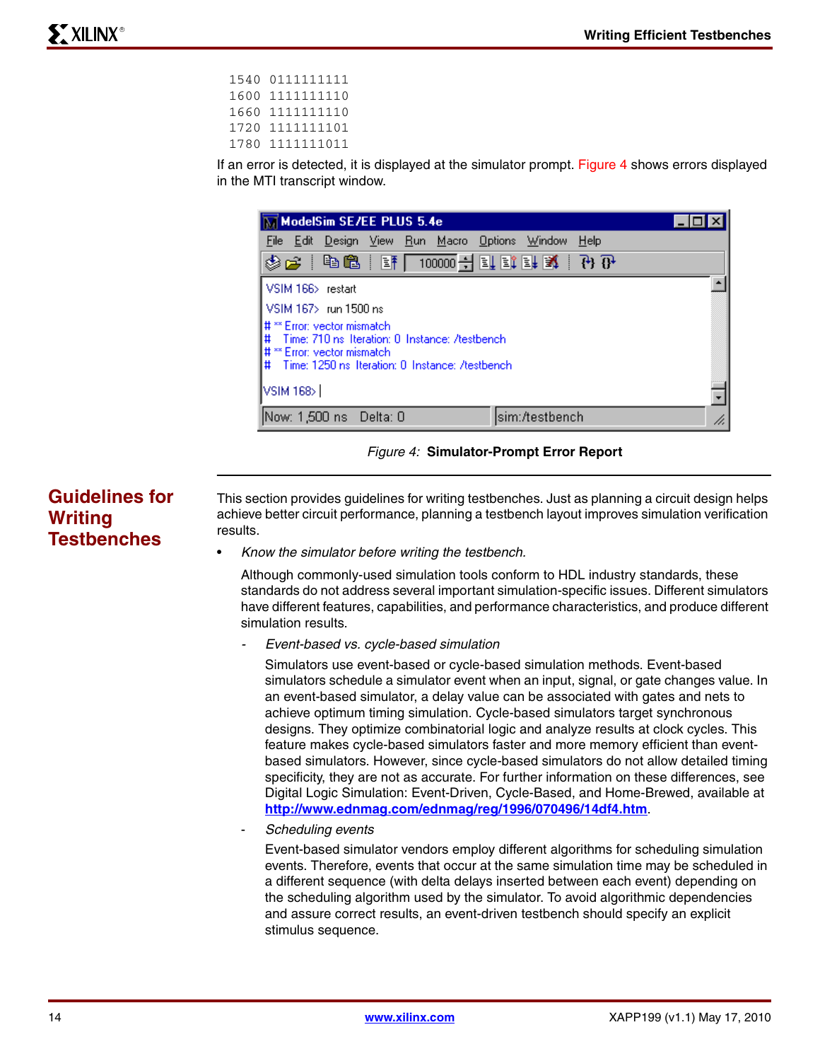```
1540 0111111111
1600 1111111110
1660 1111111110
1720 1111111101
1780 1111111011
```

If an error is detected, it is displayed at the simulator prompt. Figure 4 shows errors displayed in the MTI transcript window.

```
VSIM 166> restart
VSIM 167> run 1500 ns
# ** Error: vector mismatch
#    Time: 710 ns  Iteration: 0  Instance: /testbench
# ** Error: vector mismatch
#    Time: 1250 ns  Iteration: 0  Instance: /testbench
VSIM 168>
```

*Figure 4:* **Simulator-Prompt Error Report**

## Guidelines for Writing Testbenches

This section provides guidelines for writing testbenches. Just as planning a circuit design helps achieve better circuit performance, planning a testbench layout improves simulation verification results.

- *Know the simulator before writing the testbench.*

  Although commonly-used simulation tools conform to HDL industry standards, these standards do not address several important simulation-specific issues. Different simulators have different features, capabilities, and performance characteristics, and produce different simulation results.

  - *Event-based vs. cycle-based simulation*

    Simulators use event-based or cycle-based simulation methods. Event-based simulators schedule a simulator event when an input, signal, or gate changes value. In an event-based simulator, a delay value can be associated with gates and nets to achieve optimum timing simulation. Cycle-based simulators target synchronous designs. They optimize combinatorial logic and analyze results at clock cycles. This feature makes cycle-based simulators faster and more memory efficient than event-based simulators. However, since cycle-based simulators do not allow detailed timing specificity, they are not as accurate. For further information on these differences, see Digital Logic Simulation: Event-Driven, Cycle-Based, and Home-Brewed, available at **http://www.ednmag.com/ednmag/reg/1996/070496/14df4.htm**.

  - *Scheduling events*

    Event-based simulator vendors employ different algorithms for scheduling simulation events. Therefore, events that occur at the same simulation time may be scheduled in a different sequence (with delta delays inserted between each event) depending on the scheduling algorithm used by the simulator. To avoid algorithmic dependencies and assure correct results, an event-driven testbench should specify an explicit stimulus sequence.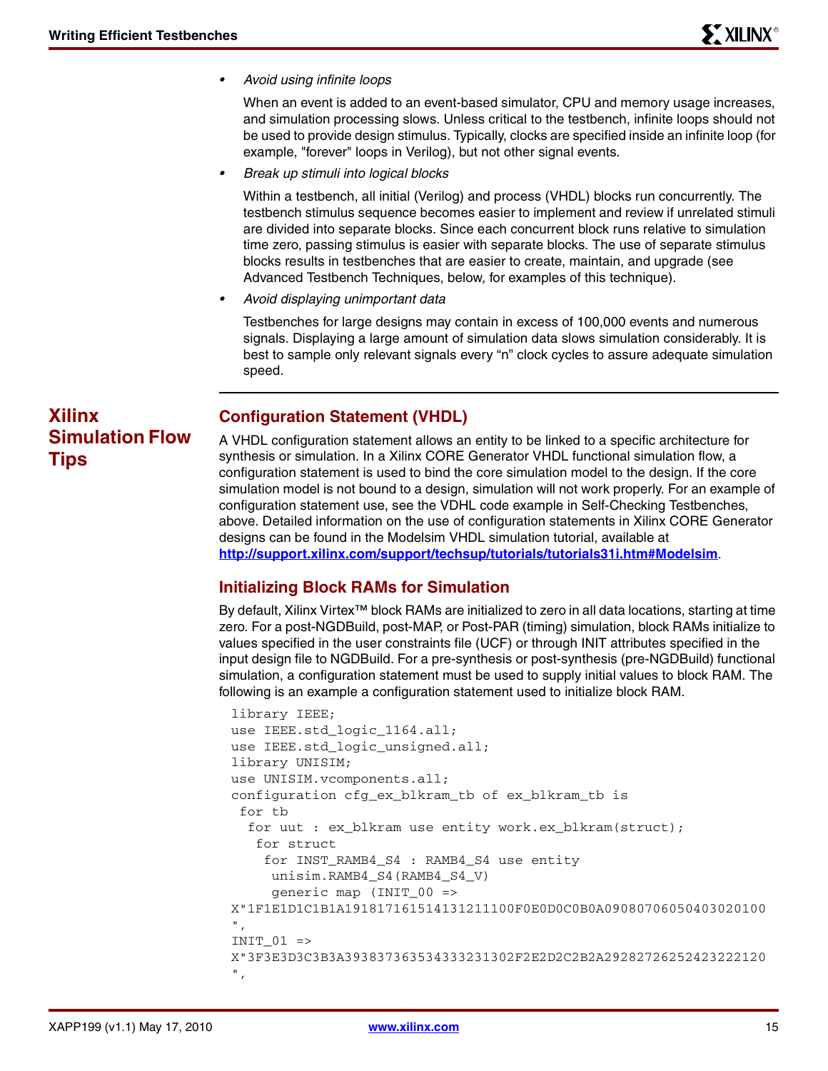- *Avoid using infinite loops*

  When an event is added to an event-based simulator, CPU and memory usage increases, and simulation processing slows. Unless critical to the testbench, infinite loops should not be used to provide design stimulus. Typically, clocks are specified inside an infinite loop (for example, "forever" loops in Verilog), but not other signal events.

- *Break up stimuli into logical blocks*

  Within a testbench, all initial (Verilog) and process (VHDL) blocks run concurrently. The testbench stimulus sequence becomes easier to implement and review if unrelated stimuli are divided into separate blocks. Since each concurrent block runs relative to simulation time zero, passing stimulus is easier with separate blocks. The use of separate stimulus blocks results in testbenches that are easier to create, maintain, and upgrade (see Advanced Testbench Techniques, below, for examples of this technique).

- *Avoid displaying unimportant data*

  Testbenches for large designs may contain in excess of 100,000 events and numerous signals. Displaying a large amount of simulation data slows simulation considerably. It is best to sample only relevant signals every “n” clock cycles to assure adequate simulation speed.

## Xilinx Simulation Flow Tips

### Configuration Statement (VHDL)

A VHDL configuration statement allows an entity to be linked to a specific architecture for synthesis or simulation. In a Xilinx CORE Generator VHDL functional simulation flow, a configuration statement is used to bind the core simulation model to the design. If the core simulation model is not bound to a design, simulation will not work properly. For an example of configuration statement use, see the VDHL code example in Self-Checking Testbenches, above. Detailed information on the use of configuration statements in Xilinx CORE Generator designs can be found in the Modelsim VHDL simulation tutorial, available at **http://support.xilinx.com/support/techsup/tutorials/tutorials31i.htm#Modelsim**.

### Initializing Block RAMs for Simulation

By default, Xilinx Virtex™ block RAMs are initialized to zero in all data locations, starting at time zero. For a post-NGDBuild, post-MAP, or Post-PAR (timing) simulation, block RAMs initialize to values specified in the user constraints file (UCF) or through INIT attributes specified in the input design file to NGDBuild. For a pre-synthesis or post-synthesis (pre-NGDBuild) functional simulation, a configuration statement must be used to supply initial values to block RAM. The following is an example a configuration statement used to initialize block RAM.

```
library IEEE;
use IEEE.std_logic_1164.all;
use IEEE.std_logic_unsigned.all;
library UNISIM;
use UNISIM.vcomponents.all;
configuration cfg_ex_blkram_tb of ex_blkram_tb is
 for tb
  for uut : ex_blkram use entity work.ex_blkram(struct);
   for struct
    for INST_RAMB4_S4 : RAMB4_S4 use entity
     unisim.RAMB4_S4(RAMB4_S4_V)
     generic map (INIT_00 =>
X"1F1E1D1C1B1A191817161514131211100F0E0D0C0B0A09080706050403020100
",
INIT_01 =>
X"3F3E3D3C3B3A393837363534333231302F2E2D2C2B2A29282726252423222120
",
```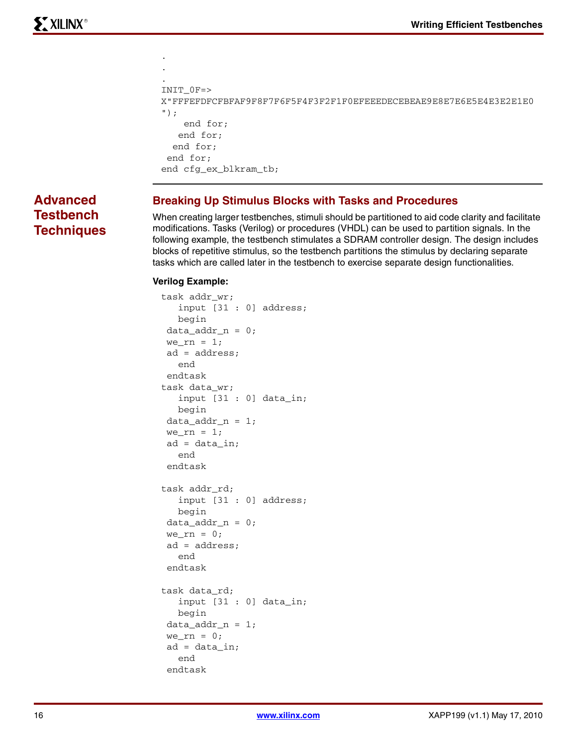```
.
.
.
INIT_0F=>
X"FFFEFDFCFBFAF9F8F7F6F5F4F3F2F1F0EFEEEDECEBEAE9E8E7E6E5E4E3E2E1E0
");
    end for;
   end for;
  end for;
 end for;
end cfg_ex_blkram_tb;
```

## Advanced Testbench Techniques

### Breaking Up Stimulus Blocks with Tasks and Procedures

When creating larger testbenches, stimuli should be partitioned to aid code clarity and facilitate modifications. Tasks (Verilog) or procedures (VHDL) can be used to partition signals. In the following example, the testbench stimulates a SDRAM controller design. The design includes blocks of repetitive stimulus, so the testbench partitions the stimulus by declaring separate tasks which are called later in the testbench to exercise separate design functionalities.

**Verilog Example:**

```
task addr_wr;
   input [31 : 0] address;
   begin
 data_addr_n = 0;
 we_rn = 1;
 ad = address;
   end
 endtask
task data_wr;
   input [31 : 0] data_in;
   begin
 data_addr_n = 1;
 we_rn = 1;
 ad = data_in;
   end
 endtask

task addr_rd;
   input [31 : 0] address;
   begin
 data_addr_n = 0;
 we_rn = 0;
 ad = address;
   end
 endtask

task data_rd;
   input [31 : 0] data_in;
   begin
 data_addr_n = 1;
 we_rn = 0;
 ad = data_in;
   end
 endtask
```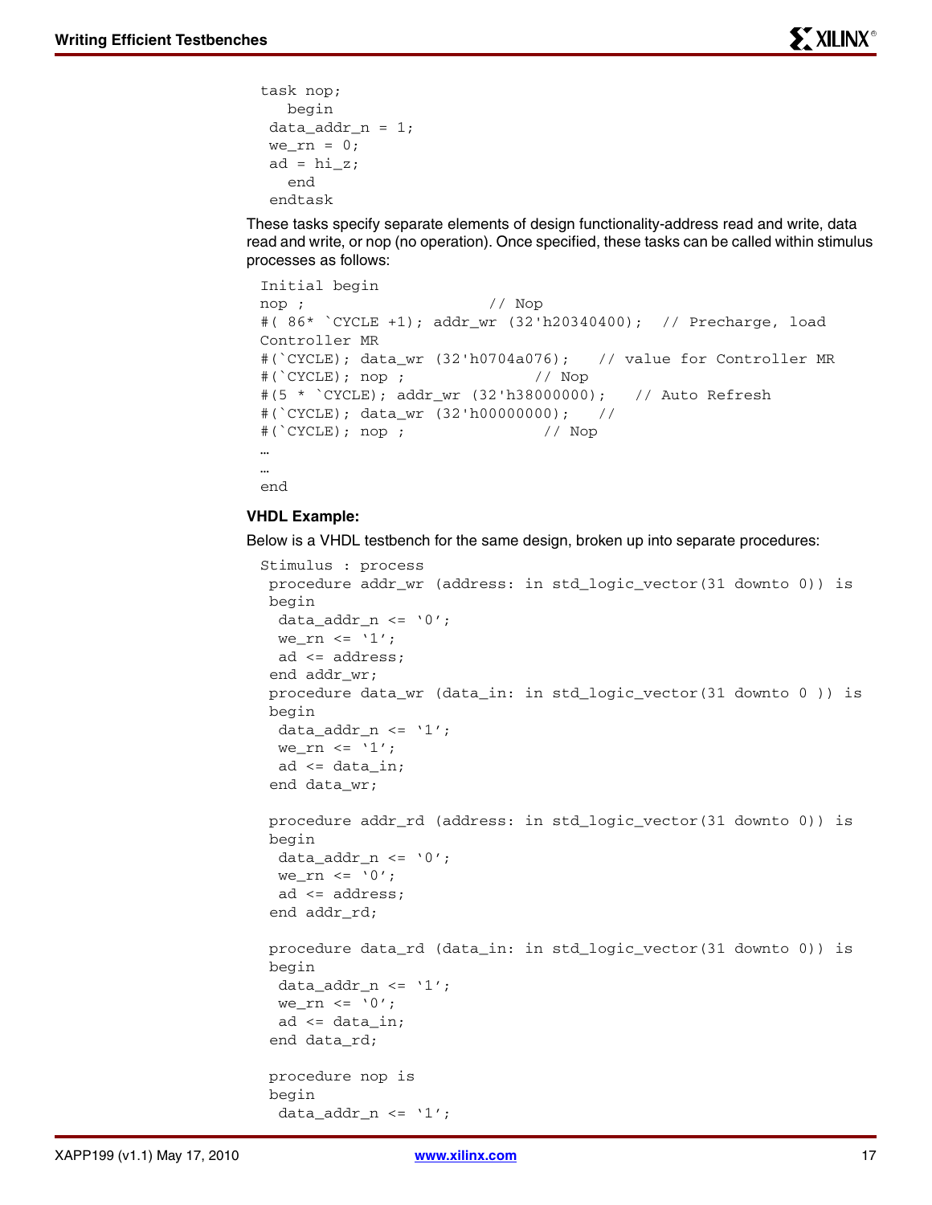```
task nop;
   begin
 data_addr_n = 1;
 we_rn = 0;
 ad = hi_z;
   end
 endtask
```

These tasks specify separate elements of design functionality-address read and write, data read and write, or nop (no operation). Once specified, these tasks can be called within stimulus processes as follows:

```
Initial begin
nop ;                       // Nop
#( 86* `CYCLE +1); addr_wr (32'h20340400);  // Precharge, load
Controller MR
#(`CYCLE); data_wr (32'h0704a076);   // value for Controller MR
#(`CYCLE); nop ;               // Nop
#(5 * `CYCLE); addr_wr (32'h38000000);   // Auto Refresh
#(`CYCLE); data_wr (32'h00000000);   //
#(`CYCLE); nop ;                // Nop
…
…
end
```

**VHDL Example:**

Below is a VHDL testbench for the same design, broken up into separate procedures:

```
Stimulus : process
 procedure addr_wr (address: in std_logic_vector(31 downto 0)) is
 begin
  data_addr_n <= '0';
  we_rn <= '1';
  ad <= address;
 end addr_wr;
 procedure data_wr (data_in: in std_logic_vector(31 downto 0 )) is
 begin
  data_addr_n <= '1';
  we_rn <= '1';
  ad <= data_in;
 end data_wr;

 procedure addr_rd (address: in std_logic_vector(31 downto 0)) is
 begin
  data_addr_n <= '0';
  we_rn <= '0';
  ad <= address;
 end addr_rd;

 procedure data_rd (data_in: in std_logic_vector(31 downto 0)) is
 begin
  data_addr_n <= '1';
  we_rn <= '0';
  ad <= data_in;
 end data_rd;

 procedure nop is
 begin
  data_addr_n <= '1';
```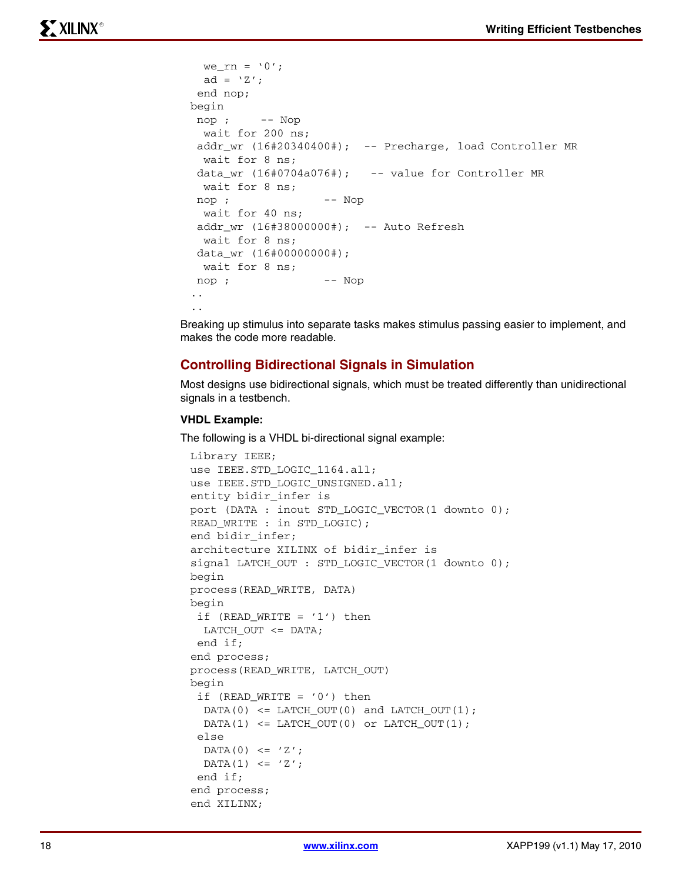```
  we_rn = ‘0’;
  ad = ‘Z’;
 end nop;
begin
 nop ;     -- Nop
  wait for 200 ns;
 addr_wr (16#20340400#);  -- Precharge, load Controller MR
  wait for 8 ns;
 data_wr (16#0704a076#);   -- value for Controller MR
  wait for 8 ns;
 nop ;              -- Nop
  wait for 40 ns;
 addr_wr (16#38000000#);  -- Auto Refresh
  wait for 8 ns;
 data_wr (16#00000000#);
  wait for 8 ns;
 nop ;              -- Nop
..
..
```

Breaking up stimulus into separate tasks makes stimulus passing easier to implement, and makes the code more readable.

## Controlling Bidirectional Signals in Simulation

Most designs use bidirectional signals, which must be treated differently than unidirectional signals in a testbench.

**VHDL Example:**

The following is a VHDL bi-directional signal example:

```
Library IEEE;
use IEEE.STD_LOGIC_1164.all;
use IEEE.STD_LOGIC_UNSIGNED.all;
entity bidir_infer is
port (DATA : inout STD_LOGIC_VECTOR(1 downto 0);
READ_WRITE : in STD_LOGIC);
end bidir_infer;
architecture XILINX of bidir_infer is
signal LATCH_OUT : STD_LOGIC_VECTOR(1 downto 0);
begin
process(READ_WRITE, DATA)
begin
 if (READ_WRITE = ’1’) then
  LATCH_OUT <= DATA;
 end if;
end process;
process(READ_WRITE, LATCH_OUT)
begin
 if (READ_WRITE = ’0’) then
  DATA(0) <= LATCH_OUT(0) and LATCH_OUT(1);
  DATA(1) <= LATCH_OUT(0) or LATCH_OUT(1);
 else
  DATA(0) <= ’Z’;
  DATA(1) <= ’Z’;
 end if;
end process;
end XILINX;
```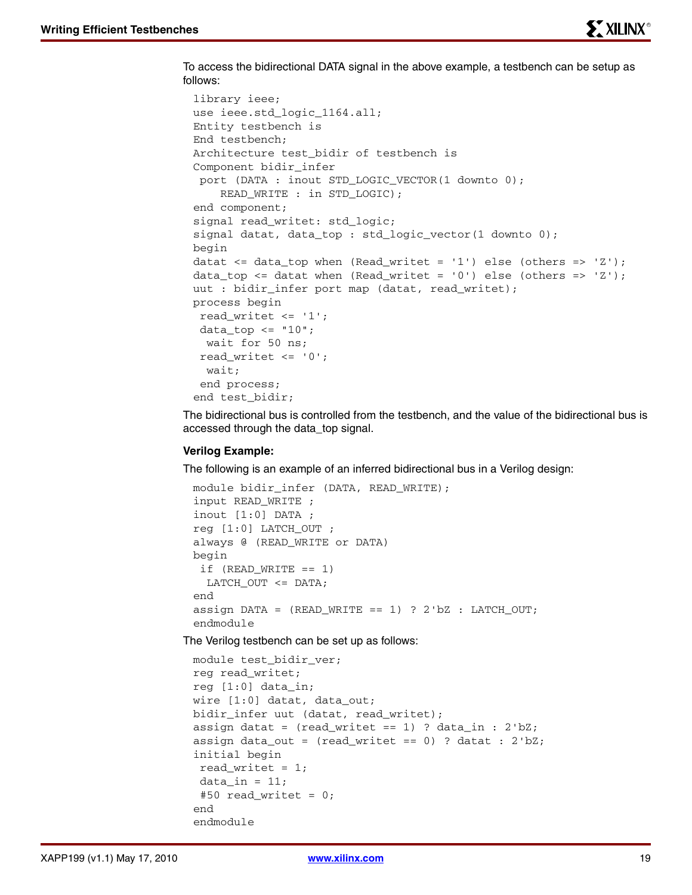To access the bidirectional DATA signal in the above example, a testbench can be setup as follows:

```
library ieee;
use ieee.std_logic_1164.all;
Entity testbench is
End testbench;
Architecture test_bidir of testbench is
Component bidir_infer
 port (DATA : inout STD_LOGIC_VECTOR(1 downto 0);
     READ_WRITE : in STD_LOGIC);
end component;
signal read_writet: std_logic;
signal datat, data_top : std_logic_vector(1 downto 0);
begin
datat <= data_top when (Read_writet = '1') else (others => 'Z');
data_top <= datat when (Read_writet = '0') else (others => 'Z');
uut : bidir_infer port map (datat, read_writet);
process begin
 read_writet <= '1';
 data_top <= "10";
  wait for 50 ns;
 read_writet <= '0';
  wait;
 end process;
end test_bidir;
```

The bidirectional bus is controlled from the testbench, and the value of the bidirectional bus is accessed through the data_top signal.

**Verilog Example:**

The following is an example of an inferred bidirectional bus in a Verilog design:

```
module bidir_infer (DATA, READ_WRITE);
input READ_WRITE ;
inout [1:0] DATA ;
reg [1:0] LATCH_OUT ;
always @ (READ_WRITE or DATA)
begin
 if (READ_WRITE == 1)
  LATCH_OUT <= DATA;
end
assign DATA = (READ_WRITE == 1) ? 2'bZ : LATCH_OUT;
endmodule
```

The Verilog testbench can be set up as follows:

```
module test_bidir_ver;
reg read_writet;
reg [1:0] data_in;
wire [1:0] datat, data_out;
bidir_infer uut (datat, read_writet);
assign datat = (read_writet == 1) ? data_in : 2'bZ;
assign data_out = (read_writet == 0) ? datat : 2'bZ;
initial begin
 read_writet = 1;
 data_in = 11;
 #50 read_writet = 0;
end
endmodule
```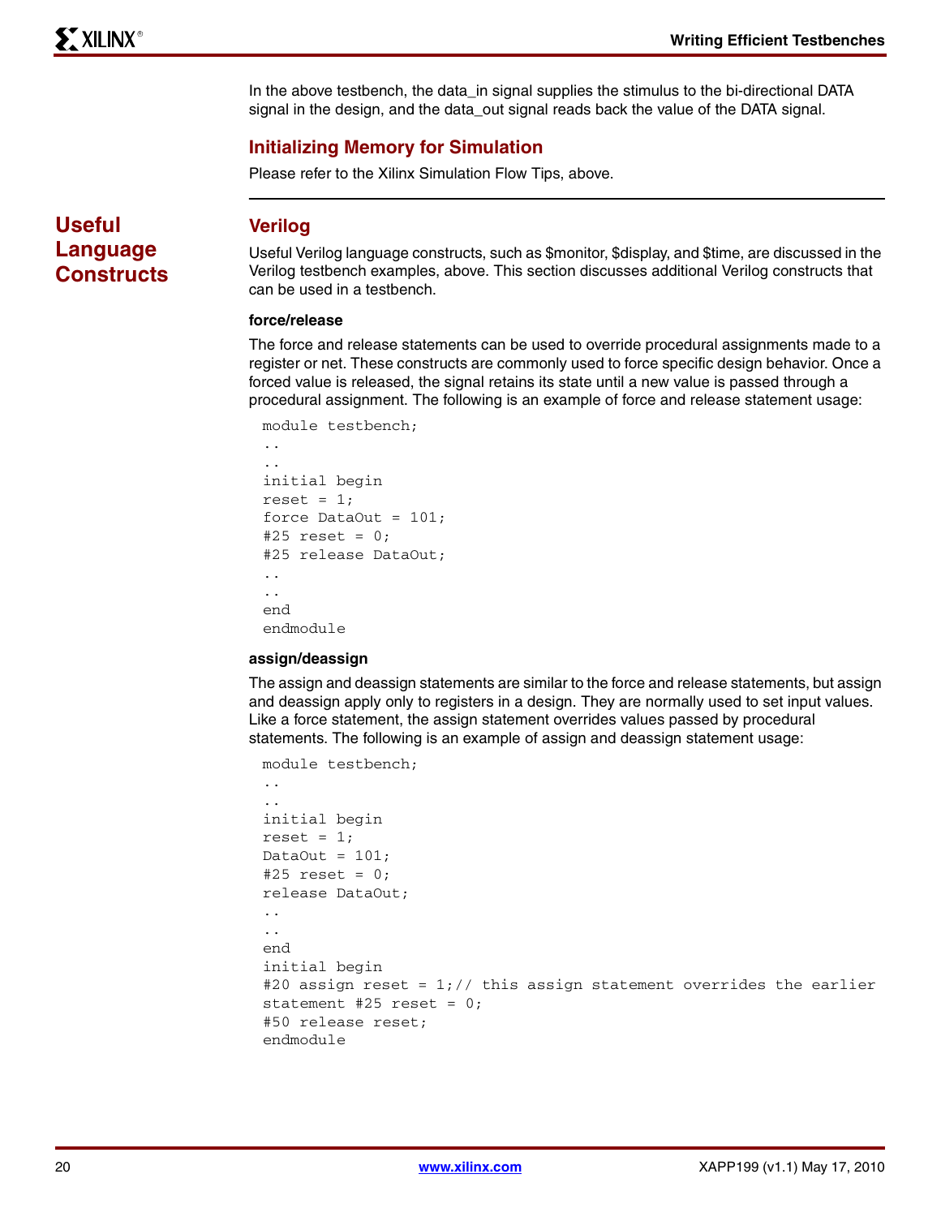In the above testbench, the data_in signal supplies the stimulus to the bi-directional DATA signal in the design, and the data_out signal reads back the value of the DATA signal.

### Initializing Memory for Simulation

Please refer to the Xilinx Simulation Flow Tips, above.

## Useful Language Constructs

### Verilog

Useful Verilog language constructs, such as $monitor, $display, and $time, are discussed in the Verilog testbench examples, above. This section discusses additional Verilog constructs that can be used in a testbench.

#### force/release

The force and release statements can be used to override procedural assignments made to a register or net. These constructs are commonly used to force specific design behavior. Once a forced value is released, the signal retains its state until a new value is passed through a procedural assignment. The following is an example of force and release statement usage:

```
module testbench;
..
..
initial begin
reset = 1;
force DataOut = 101;
#25 reset = 0;
#25 release DataOut;
..
..
end
endmodule
```

#### assign/deassign

The assign and deassign statements are similar to the force and release statements, but assign and deassign apply only to registers in a design. They are normally used to set input values. Like a force statement, the assign statement overrides values passed by procedural statements. The following is an example of assign and deassign statement usage:

```
module testbench;
..
..
initial begin
reset = 1;
DataOut = 101;
#25 reset = 0;
release DataOut;
..
..
end
initial begin
#20 assign reset = 1;// this assign statement overrides the earlier
statement #25 reset = 0;
#50 release reset;
endmodule
```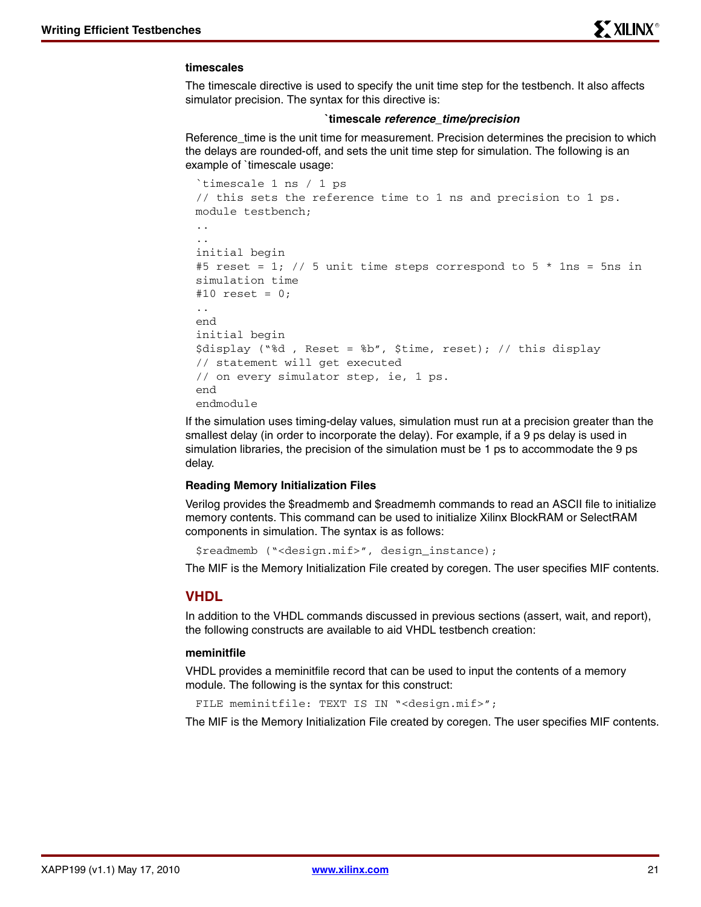#### timescales

The timescale directive is used to specify the unit time step for the testbench. It also affects simulator precision. The syntax for this directive is:

**`timescale *reference_time/precision***

Reference_time is the unit time for measurement. Precision determines the precision to which the delays are rounded-off, and sets the unit time step for simulation. The following is an example of `timescale usage:

```
`timescale 1 ns / 1 ps
// this sets the reference time to 1 ns and precision to 1 ps.
module testbench;
..
..
initial begin
#5 reset = 1; // 5 unit time steps correspond to 5 * 1ns = 5ns in
simulation time
#10 reset = 0;
..
end
initial begin
$display ("%d , Reset = %b", $time, reset); // this display
// statement will get executed
// on every simulator step, ie, 1 ps.
end
endmodule
```

If the simulation uses timing-delay values, simulation must run at a precision greater than the smallest delay (in order to incorporate the delay). For example, if a 9 ps delay is used in simulation libraries, the precision of the simulation must be 1 ps to accommodate the 9 ps delay.

#### Reading Memory Initialization Files

Verilog provides the $readmemb and $readmemh commands to read an ASCII file to initialize memory contents. This command can be used to initialize Xilinx BlockRAM or SelectRAM components in simulation. The syntax is as follows:

```
$readmemb ("<design.mif>", design_instance);
```

The MIF is the Memory Initialization File created by coregen. The user specifies MIF contents.

## VHDL

In addition to the VHDL commands discussed in previous sections (assert, wait, and report), the following constructs are available to aid VHDL testbench creation:

#### meminitfile

VHDL provides a meminitfile record that can be used to input the contents of a memory module. The following is the syntax for this construct:

```
FILE meminitfile: TEXT IS IN "<design.mif>";
```

The MIF is the Memory Initialization File created by coregen. The user specifies MIF contents.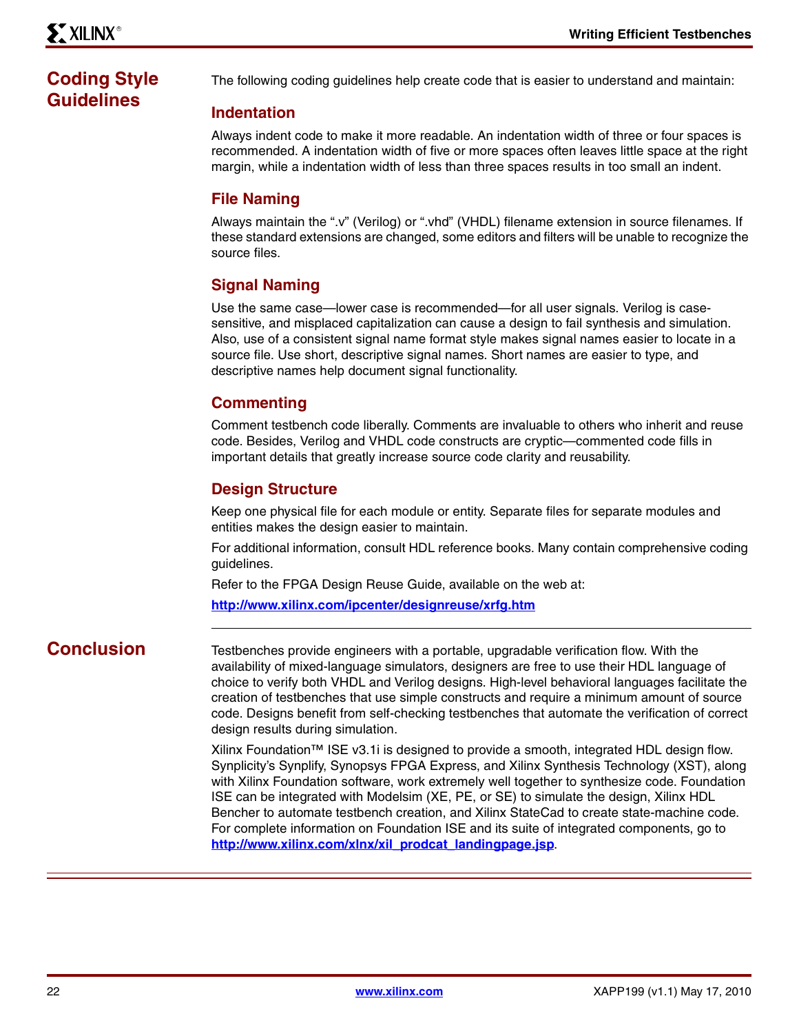## Coding Style Guidelines

The following coding guidelines help create code that is easier to understand and maintain:

### Indentation

Always indent code to make it more readable. An indentation width of three or four spaces is recommended. A indentation width of five or more spaces often leaves little space at the right margin, while a indentation width of less than three spaces results in too small an indent.

### File Naming

Always maintain the ".v" (Verilog) or ".vhd" (VHDL) filename extension in source filenames. If these standard extensions are changed, some editors and filters will be unable to recognize the source files.

### Signal Naming

Use the same case—lower case is recommended—for all user signals. Verilog is case-sensitive, and misplaced capitalization can cause a design to fail synthesis and simulation. Also, use of a consistent signal name format style makes signal names easier to locate in a source file. Use short, descriptive signal names. Short names are easier to type, and descriptive names help document signal functionality.

### Commenting

Comment testbench code liberally. Comments are invaluable to others who inherit and reuse code. Besides, Verilog and VHDL code constructs are cryptic—commented code fills in important details that greatly increase source code clarity and reusability.

### Design Structure

Keep one physical file for each module or entity. Separate files for separate modules and entities makes the design easier to maintain.

For additional information, consult HDL reference books. Many contain comprehensive coding guidelines.

Refer to the FPGA Design Reuse Guide, available on the web at:

**http://www.xilinx.com/ipcenter/designreuse/xrfg.htm**

## Conclusion

Testbenches provide engineers with a portable, upgradable verification flow. With the availability of mixed-language simulators, designers are free to use their HDL language of choice to verify both VHDL and Verilog designs. High-level behavioral languages facilitate the creation of testbenches that use simple constructs and require a minimum amount of source code. Designs benefit from self-checking testbenches that automate the verification of correct design results during simulation.

Xilinx Foundation™ ISE v3.1i is designed to provide a smooth, integrated HDL design flow. Synplicity's Synplify, Synopsys FPGA Express, and Xilinx Synthesis Technology (XST), along with Xilinx Foundation software, work extremely well together to synthesize code. Foundation ISE can be integrated with Modelsim (XE, PE, or SE) to simulate the design, Xilinx HDL Bencher to automate testbench creation, and Xilinx StateCad to create state-machine code. For complete information on Foundation ISE and its suite of integrated components, go to **http://www.xilinx.com/xlnx/xil_prodcat_landingpage.jsp**.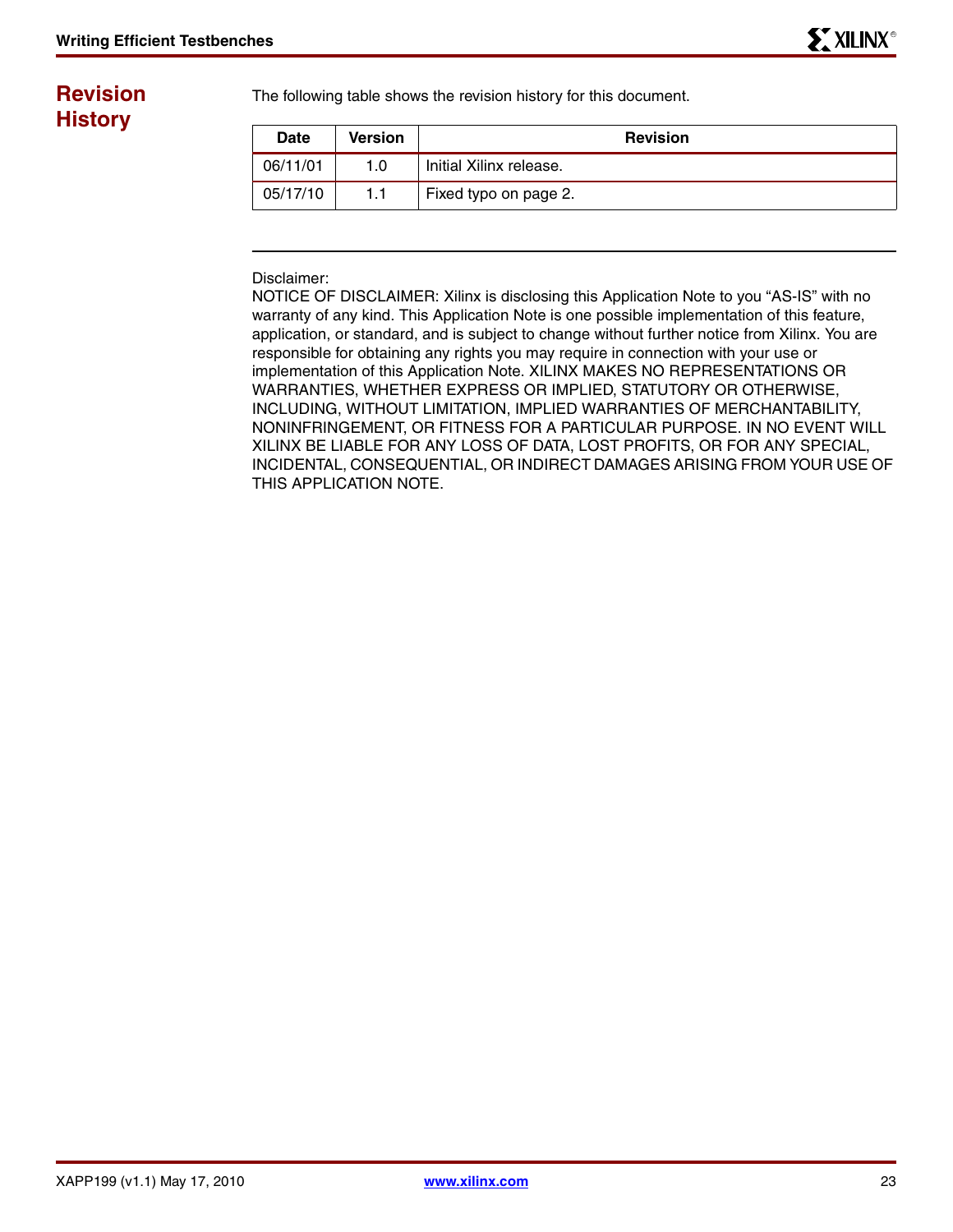## Revision History

The following table shows the revision history for this document.

| Date | Version | Revision |
|---|---|---|
| 06/11/01 | 1.0 | Initial Xilinx release. |
| 05/17/10 | 1.1 | Fixed typo on page 2. |

---

Disclaimer:
NOTICE OF DISCLAIMER: Xilinx is disclosing this Application Note to you "AS-IS" with no warranty of any kind. This Application Note is one possible implementation of this feature, application, or standard, and is subject to change without further notice from Xilinx. You are responsible for obtaining any rights you may require in connection with your use or implementation of this Application Note. XILINX MAKES NO REPRESENTATIONS OR WARRANTIES, WHETHER EXPRESS OR IMPLIED, STATUTORY OR OTHERWISE, INCLUDING, WITHOUT LIMITATION, IMPLIED WARRANTIES OF MERCHANTABILITY, NONINFRINGEMENT, OR FITNESS FOR A PARTICULAR PURPOSE. IN NO EVENT WILL XILINX BE LIABLE FOR ANY LOSS OF DATA, LOST PROFITS, OR FOR ANY SPECIAL, INCIDENTAL, CONSEQUENTIAL, OR INDIRECT DAMAGES ARISING FROM YOUR USE OF THIS APPLICATION NOTE.